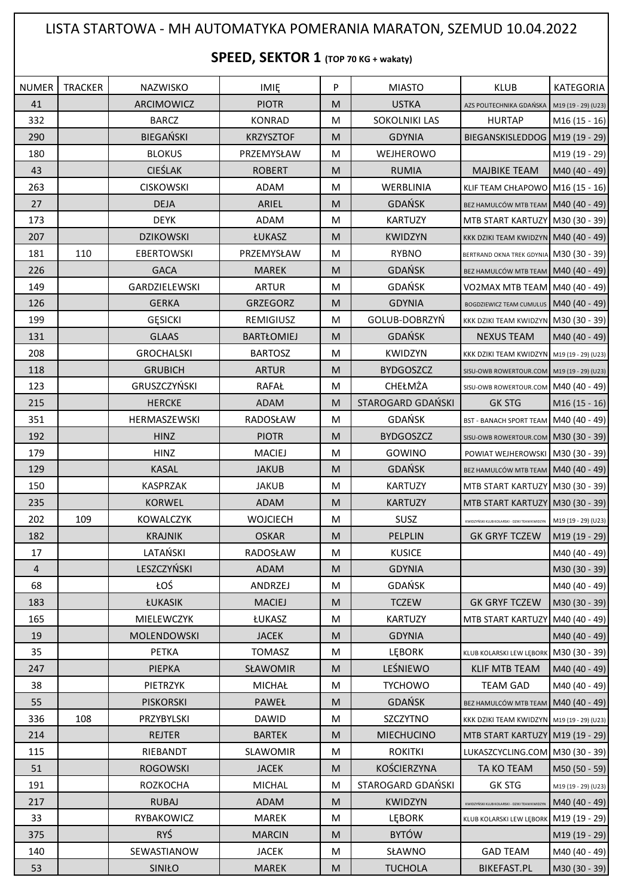# LISTA STARTOWA - MH AUTOMATYKA POMERANIA MARATON, SZEMUD 10.04.2022

## SPEED, SEKTOR 1 (TOP 70 KG + wakaty)

| NUMER | TRACKER | NAZWISKO | IMIĘ | P | MIASTO | KLUB | KATEGORIA |
|---|---|---|---|---|---|---|---|
| 41 | | ARCIMOWICZ | PIOTR | M | USTKA | AZS POLITECHNIKA GDAŃSKA | M19 (19 - 29) (U23) |
| 332 | | BARCZ | KONRAD | M | SOKOLNIKI LAS | HURTAP | M16 (15 - 16) |
| 290 | | BIEGAŃSKI | KRZYSZTOF | M | GDYNIA | BIEGANSKISLEDDOG | M19 (19 - 29) |
| 180 | | BLOKUS | PRZEMYSŁAW | M | WEJHEROWO | | M19 (19 - 29) |
| 43 | | CIEŚLAK | ROBERT | M | RUMIA | MAJBIKE TEAM | M40 (40 - 49) |
| 263 | | CISKOWSKI | ADAM | M | WERBLINIA | KLIF TEAM CHŁAPOWO | M16 (15 - 16) |
| 27 | | DEJA | ARIEL | M | GDAŃSK | BEZ HAMULCÓW MTB TEAM | M40 (40 - 49) |
| 173 | | DEYK | ADAM | M | KARTUZY | MTB START KARTUZY | M30 (30 - 39) |
| 207 | | DZIKOWSKI | ŁUKASZ | M | KWIDZYN | KKK DZIKI TEAM KWIDZYN | M40 (40 - 49) |
| 181 | 110 | EBERTOWSKI | PRZEMYSŁAW | M | RYBNO | BERTRAND OKNA TREK GDYNIA | M30 (30 - 39) |
| 226 | | GACA | MAREK | M | GDAŃSK | BEZ HAMULCÓW MTB TEAM | M40 (40 - 49) |
| 149 | | GARDZIELEWSKI | ARTUR | M | GDAŃSK | VO2MAX MTB TEAM | M40 (40 - 49) |
| 126 | | GERKA | GRZEGORZ | M | GDYNIA | BOGDZIEWICZ TEAM CUMULUS | M40 (40 - 49) |
| 199 | | GĘSICKI | REMIGIUSZ | M | GOLUB-DOBRZYŃ | KKK DZIKI TEAM KWIDZYN | M30 (30 - 39) |
| 131 | | GLAAS | BARTŁOMIEJ | M | GDAŃSK | NEXUS TEAM | M40 (40 - 49) |
| 208 | | GROCHALSKI | BARTOSZ | M | KWIDZYN | KKK DZIKI TEAM KWIDZYN | M19 (19 - 29) (U23) |
| 118 | | GRUBICH | ARTUR | M | BYDGOSZCZ | SISU-OWB ROWERTOUR.COM | M19 (19 - 29) (U23) |
| 123 | | GRUSZCZYŃSKI | RAFAŁ | M | CHEŁMŻA | SISU-OWB ROWERTOUR.COM | M40 (40 - 49) |
| 215 | | HERCKE | ADAM | M | STAROGARD GDAŃSKI | GK STG | M16 (15 - 16) |
| 351 | | HERMASZEWSKI | RADOSŁAW | M | GDAŃSK | BST - BANACH SPORT TEAM | M40 (40 - 49) |
| 192 | | HINZ | PIOTR | M | BYDGOSZCZ | SISU-OWB ROWERTOUR.COM | M30 (30 - 39) |
| 179 | | HINZ | MACIEJ | M | GOWINO | POWIAT WEJHEROWSKI | M30 (30 - 39) |
| 129 | | KASAL | JAKUB | M | GDAŃSK | BEZ HAMULCÓW MTB TEAM | M40 (40 - 49) |
| 150 | | KASPRZAK | JAKUB | M | KARTUZY | MTB START KARTUZY | M30 (30 - 39) |
| 235 | | KORWEL | ADAM | M | KARTUZY | MTB START KARTUZY | M30 (30 - 39) |
| 202 | 109 | KOWALCZYK | WOJCIECH | M | SUSZ | KWIDZYŃSKI KLUB KOLARSKI - DZIKI TEAM KWIDZYN | M19 (19 - 29) (U23) |
| 182 | | KRAJNIK | OSKAR | M | PELPLIN | GK GRYF TCZEW | M19 (19 - 29) |
| 17 | | LATAŃSKI | RADOSŁAW | M | KUSICE | | M40 (40 - 49) |
| 4 | | LESZCZYŃSKI | ADAM | M | GDYNIA | | M30 (30 - 39) |
| 68 | | ŁOŚ | ANDRZEJ | M | GDAŃSK | | M40 (40 - 49) |
| 183 | | ŁUKASIK | MACIEJ | M | TCZEW | GK GRYF TCZEW | M30 (30 - 39) |
| 165 | | MIELEWCZYK | ŁUKASZ | M | KARTUZY | MTB START KARTUZY | M40 (40 - 49) |
| 19 | | MOLENDOWSKI | JACEK | M | GDYNIA | | M40 (40 - 49) |
| 35 | | PETKA | TOMASZ | M | LĘBORK | KLUB KOLARSKI LEW LĘBORK | M30 (30 - 39) |
| 247 | | PIEPKA | SŁAWOMIR | M | LEŚNIEWO | KLIF MTB TEAM | M40 (40 - 49) |
| 38 | | PIETRZYK | MICHAŁ | M | TYCHOWO | TEAM GAD | M40 (40 - 49) |
| 55 | | PISKORSKI | PAWEŁ | M | GDAŃSK | BEZ HAMULCÓW MTB TEAM | M40 (40 - 49) |
| 336 | 108 | PRZYBYLSKI | DAWID | M | SZCZYTNO | KKK DZIKI TEAM KWIDZYN | M19 (19 - 29) (U23) |
| 214 | | REJTER | BARTEK | M | MIECHUCINO | MTB START KARTUZY | M19 (19 - 29) |
| 115 | | RIEBANDT | SLAWOMIR | M | ROKITKI | LUKASZCYCLING.COM | M30 (30 - 39) |
| 51 | | ROGOWSKI | JACEK | M | KOŚCIERZYNA | TA KO TEAM | M50 (50 - 59) |
| 191 | | ROZKOCHA | MICHAL | M | STAROGARD GDAŃSKI | GK STG | M19 (19 - 29) (U23) |
| 217 | | RUBAJ | ADAM | M | KWIDZYN | KWIDZYŃSKI KLUB KOLARSKI - DZIKI TEAM KWIDZYN | M40 (40 - 49) |
| 33 | | RYBAKOWICZ | MAREK | M | LĘBORK | KLUB KOLARSKI LEW LĘBORK | M19 (19 - 29) |
| 375 | | RYŚ | MARCIN | M | BYTÓW | | M19 (19 - 29) |
| 140 | | SEWASTIANOW | JACEK | M | SŁAWNO | GAD TEAM | M40 (40 - 49) |
| 53 | | SINIŁO | MAREK | M | TUCHOLA | BIKEFAST.PL | M30 (30 - 39) |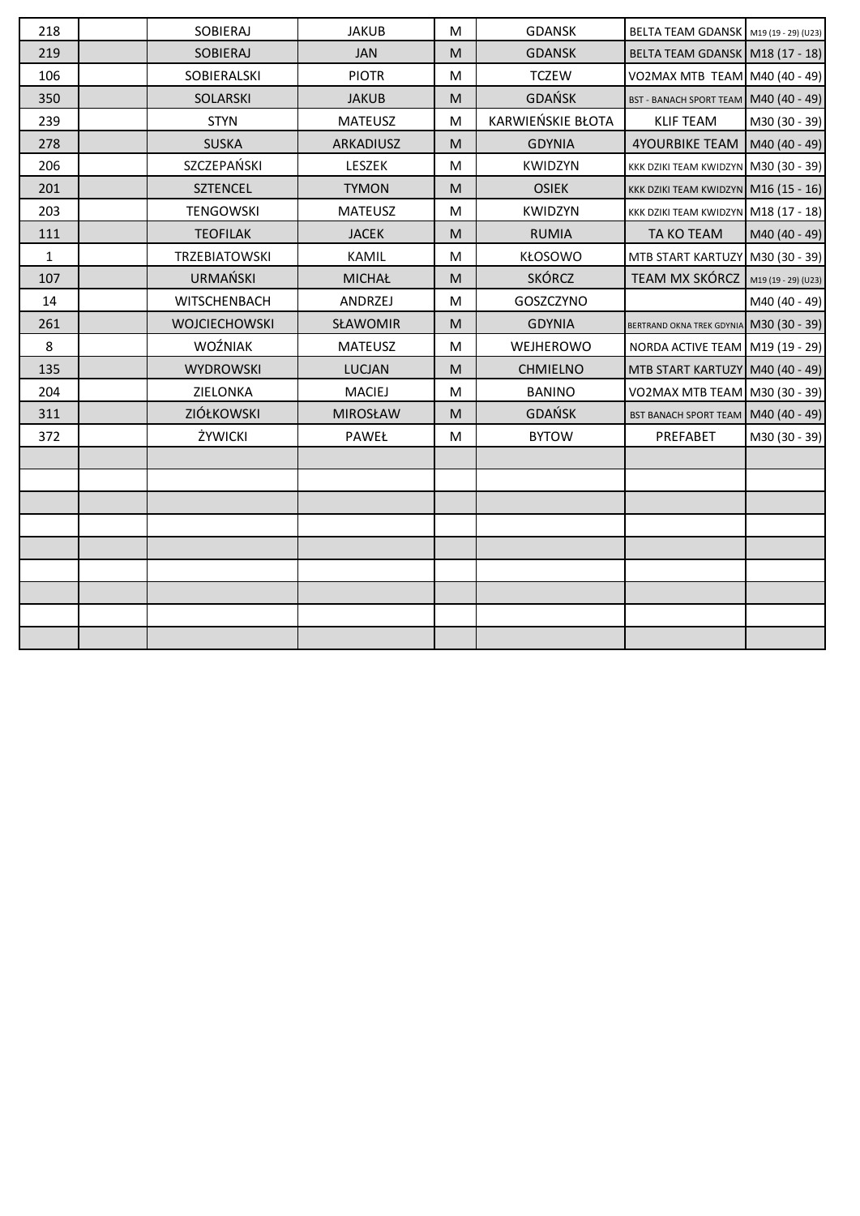| | | | | | | | |
|---|---|---|---|---|---|---|---|
| 218 | | SOBIERAJ | JAKUB | M | GDANSK | BELTA TEAM GDANSK | M19 (19 - 29) (U23) |
| 219 | | SOBIERAJ | JAN | M | GDANSK | BELTA TEAM GDANSK | M18 (17 - 18) |
| 106 | | SOBIERALSKI | PIOTR | M | TCZEW | VO2MAX MTB TEAM | M40 (40 - 49) |
| 350 | | SOLARSKI | JAKUB | M | GDAŃSK | BST - BANACH SPORT TEAM | M40 (40 - 49) |
| 239 | | STYN | MATEUSZ | M | KARWIEŃSKIE BŁOTA | KLIF TEAM | M30 (30 - 39) |
| 278 | | SUSKA | ARKADIUSZ | M | GDYNIA | 4YOURBIKE TEAM | M40 (40 - 49) |
| 206 | | SZCZEPAŃSKI | LESZEK | M | KWIDZYN | KKK DZIKI TEAM KWIDZYN | M30 (30 - 39) |
| 201 | | SZTENCEL | TYMON | M | OSIEK | KKK DZIKI TEAM KWIDZYN | M16 (15 - 16) |
| 203 | | TENGOWSKI | MATEUSZ | M | KWIDZYN | KKK DZIKI TEAM KWIDZYN | M18 (17 - 18) |
| 111 | | TEOFILAK | JACEK | M | RUMIA | TA KO TEAM | M40 (40 - 49) |
| 1 | | TRZEBIATOWSKI | KAMIL | M | KŁOSOWO | MTB START KARTUZY | M30 (30 - 39) |
| 107 | | URMAŃSKI | MICHAŁ | M | SKÓRCZ | TEAM MX SKÓRCZ | M19 (19 - 29) (U23) |
| 14 | | WITSCHENBACH | ANDRZEJ | M | GOSZCZYNO | | M40 (40 - 49) |
| 261 | | WOJCIECHOWSKI | SŁAWOMIR | M | GDYNIA | BERTRAND OKNA TREK GDYNIA | M30 (30 - 39) |
| 8 | | WOŹNIAK | MATEUSZ | M | WEJHEROWO | NORDA ACTIVE TEAM | M19 (19 - 29) |
| 135 | | WYDROWSKI | LUCJAN | M | CHMIELNO | MTB START KARTUZY | M40 (40 - 49) |
| 204 | | ZIELONKA | MACIEJ | M | BANINO | VO2MAX MTB TEAM | M30 (30 - 39) |
| 311 | | ZIÓŁKOWSKI | MIROSŁAW | M | GDAŃSK | BST BANACH SPORT TEAM | M40 (40 - 49) |
| 372 | | ŻYWICKI | PAWEŁ | M | BYTOW | PREFABET | M30 (30 - 39) |